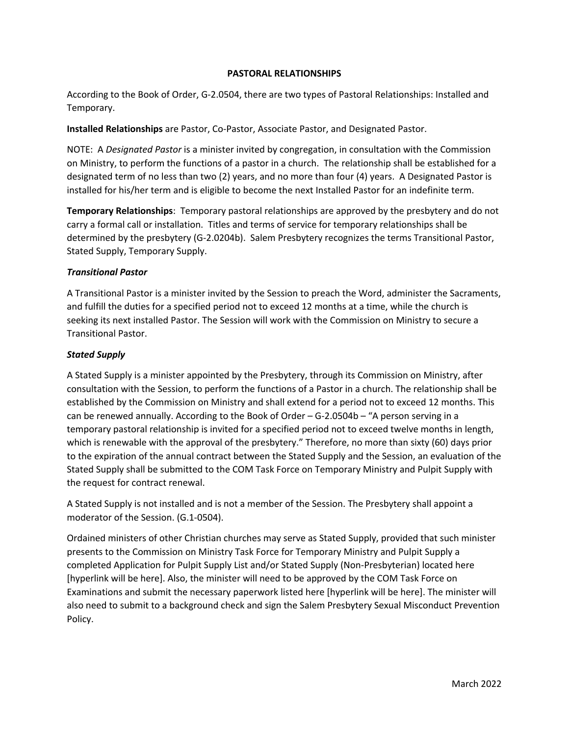# PASTORAL RELATIONSHIPS

According to the Book of Order, G-2.0504, there are two types of Pastoral Relationships: Installed and Temporary.

**Installed Relationships** are Pastor, Co-Pastor, Associate Pastor, and Designated Pastor.

NOTE: A *Designated Pastor* is a minister invited by congregation, in consultation with the Commission on Ministry, to perform the functions of a pastor in a church. The relationship shall be established for a designated term of no less than two (2) years, and no more than four (4) years. A Designated Pastor is installed for his/her term and is eligible to become the next Installed Pastor for an indefinite term.

**Temporary Relationships**: Temporary pastoral relationships are approved by the presbytery and do not carry a formal call or installation. Titles and terms of service for temporary relationships shall be determined by the presbytery (G-2.0204b). Salem Presbytery recognizes the terms Transitional Pastor, Stated Supply, Temporary Supply.

### *Transitional Pastor*

A Transitional Pastor is a minister invited by the Session to preach the Word, administer the Sacraments, and fulfill the duties for a specified period not to exceed 12 months at a time, while the church is seeking its next installed Pastor. The Session will work with the Commission on Ministry to secure a Transitional Pastor.

### *Stated Supply*

A Stated Supply is a minister appointed by the Presbytery, through its Commission on Ministry, after consultation with the Session, to perform the functions of a Pastor in a church. The relationship shall be established by the Commission on Ministry and shall extend for a period not to exceed 12 months. This can be renewed annually. According to the Book of Order – G-2.0504b – "A person serving in a temporary pastoral relationship is invited for a specified period not to exceed twelve months in length, which is renewable with the approval of the presbytery." Therefore, no more than sixty (60) days prior to the expiration of the annual contract between the Stated Supply and the Session, an evaluation of the Stated Supply shall be submitted to the COM Task Force on Temporary Ministry and Pulpit Supply with the request for contract renewal.

A Stated Supply is not installed and is not a member of the Session. The Presbytery shall appoint a moderator of the Session. (G.1-0504).

Ordained ministers of other Christian churches may serve as Stated Supply, provided that such minister presents to the Commission on Ministry Task Force for Temporary Ministry and Pulpit Supply a completed Application for Pulpit Supply List and/or Stated Supply (Non-Presbyterian) located here [hyperlink will be here]. Also, the minister will need to be approved by the COM Task Force on Examinations and submit the necessary paperwork listed here [hyperlink will be here]. The minister will also need to submit to a background check and sign the Salem Presbytery Sexual Misconduct Prevention Policy.

March 2022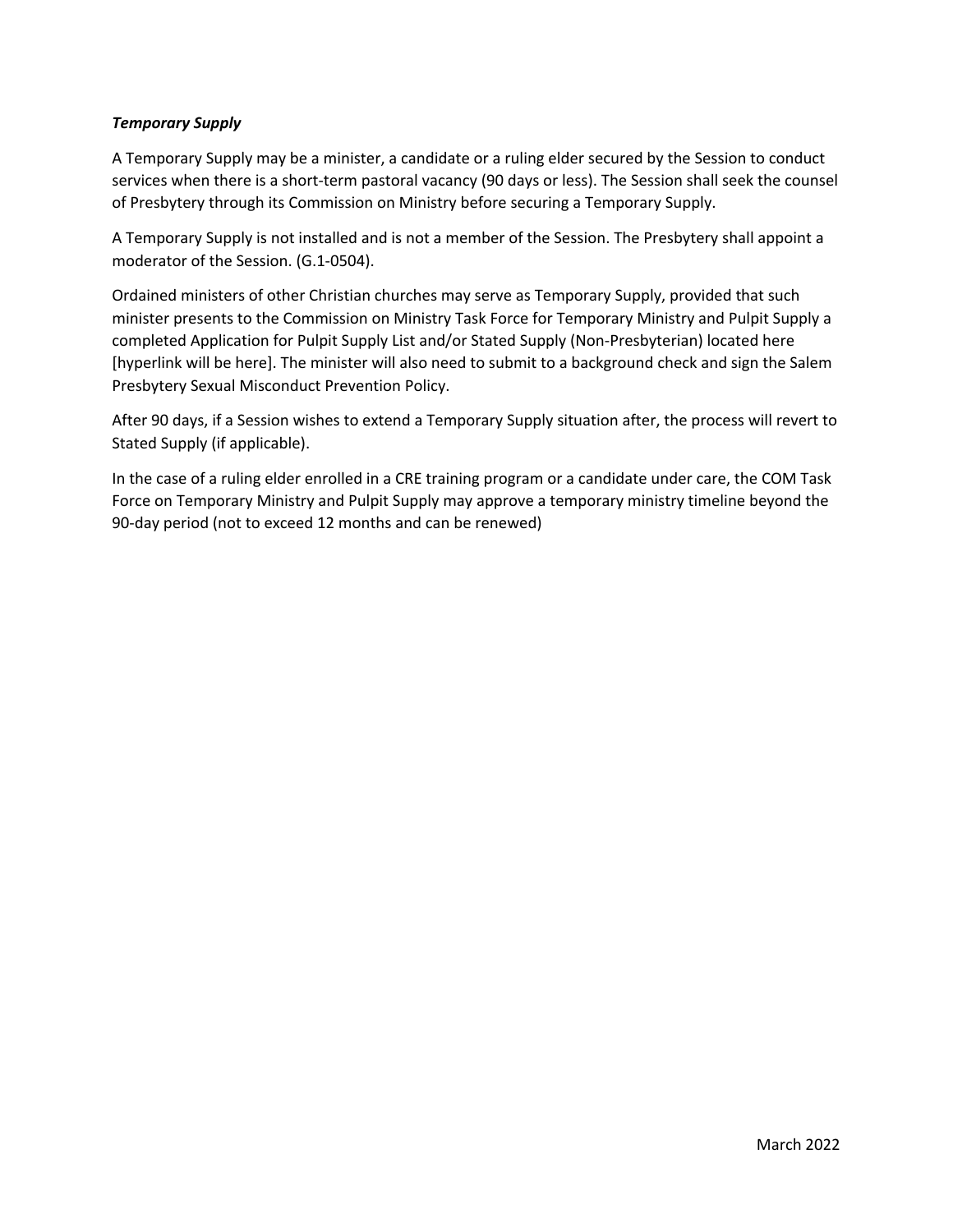***Temporary Supply***

A Temporary Supply may be a minister, a candidate or a ruling elder secured by the Session to conduct services when there is a short-term pastoral vacancy (90 days or less). The Session shall seek the counsel of Presbytery through its Commission on Ministry before securing a Temporary Supply.

A Temporary Supply is not installed and is not a member of the Session. The Presbytery shall appoint a moderator of the Session. (G.1-0504).

Ordained ministers of other Christian churches may serve as Temporary Supply, provided that such minister presents to the Commission on Ministry Task Force for Temporary Ministry and Pulpit Supply a completed Application for Pulpit Supply List and/or Stated Supply (Non-Presbyterian) located here [hyperlink will be here]. The minister will also need to submit to a background check and sign the Salem Presbytery Sexual Misconduct Prevention Policy.

After 90 days, if a Session wishes to extend a Temporary Supply situation after, the process will revert to Stated Supply (if applicable).

In the case of a ruling elder enrolled in a CRE training program or a candidate under care, the COM Task Force on Temporary Ministry and Pulpit Supply may approve a temporary ministry timeline beyond the 90-day period (not to exceed 12 months and can be renewed)

March 2022